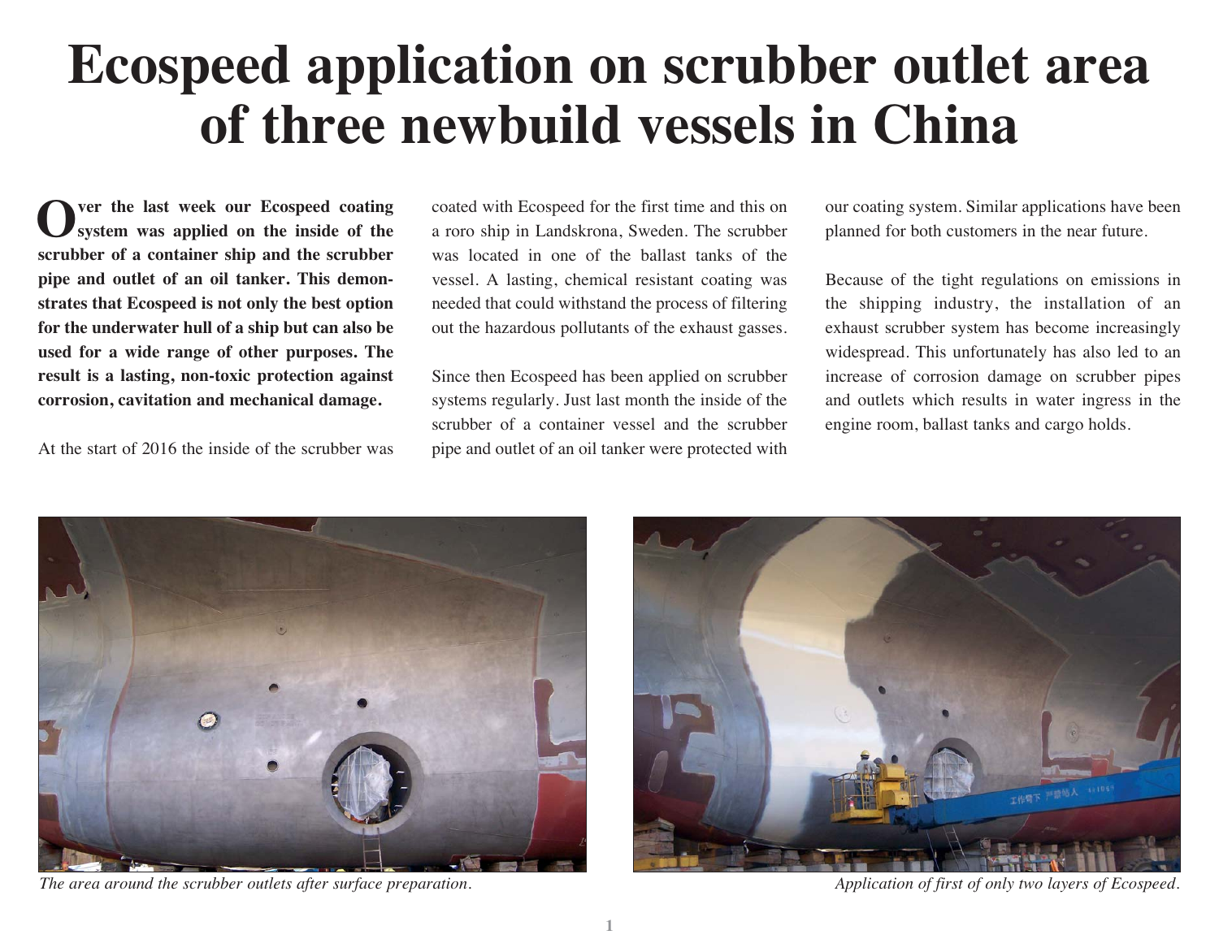# Ecospeed application on scrubber outlet area of three newbuild vessels in China

**Over the last week our Ecospeed coating system was applied on the inside of the scrubber of a container ship and the scrubber pipe and outlet of an oil tanker. This demonstrates that Ecospeed is not only the best option for the underwater hull of a ship but can also be used for a wide range of other purposes. The result is a lasting, non-toxic protection against corrosion, cavitation and mechanical damage.**

At the start of 2016 the inside of the scrubber was coated with Ecospeed for the first time and this on a roro ship in Landskrona, Sweden. The scrubber was located in one of the ballast tanks of the vessel. A lasting, chemical resistant coating was needed that could withstand the process of filtering out the hazardous pollutants of the exhaust gasses.

Since then Ecospeed has been applied on scrubber systems regularly. Just last month the inside of the scrubber of a container vessel and the scrubber pipe and outlet of an oil tanker were protected with our coating system. Similar applications have been planned for both customers in the near future.

Because of the tight regulations on emissions in the shipping industry, the installation of an exhaust scrubber system has become increasingly widespread. This unfortunately has also led to an increase of corrosion damage on scrubber pipes and outlets which results in water ingress in the engine room, ballast tanks and cargo holds.

*The area around the scrubber outlets after surface preparation.*

*Application of first of only two layers of Ecospeed.*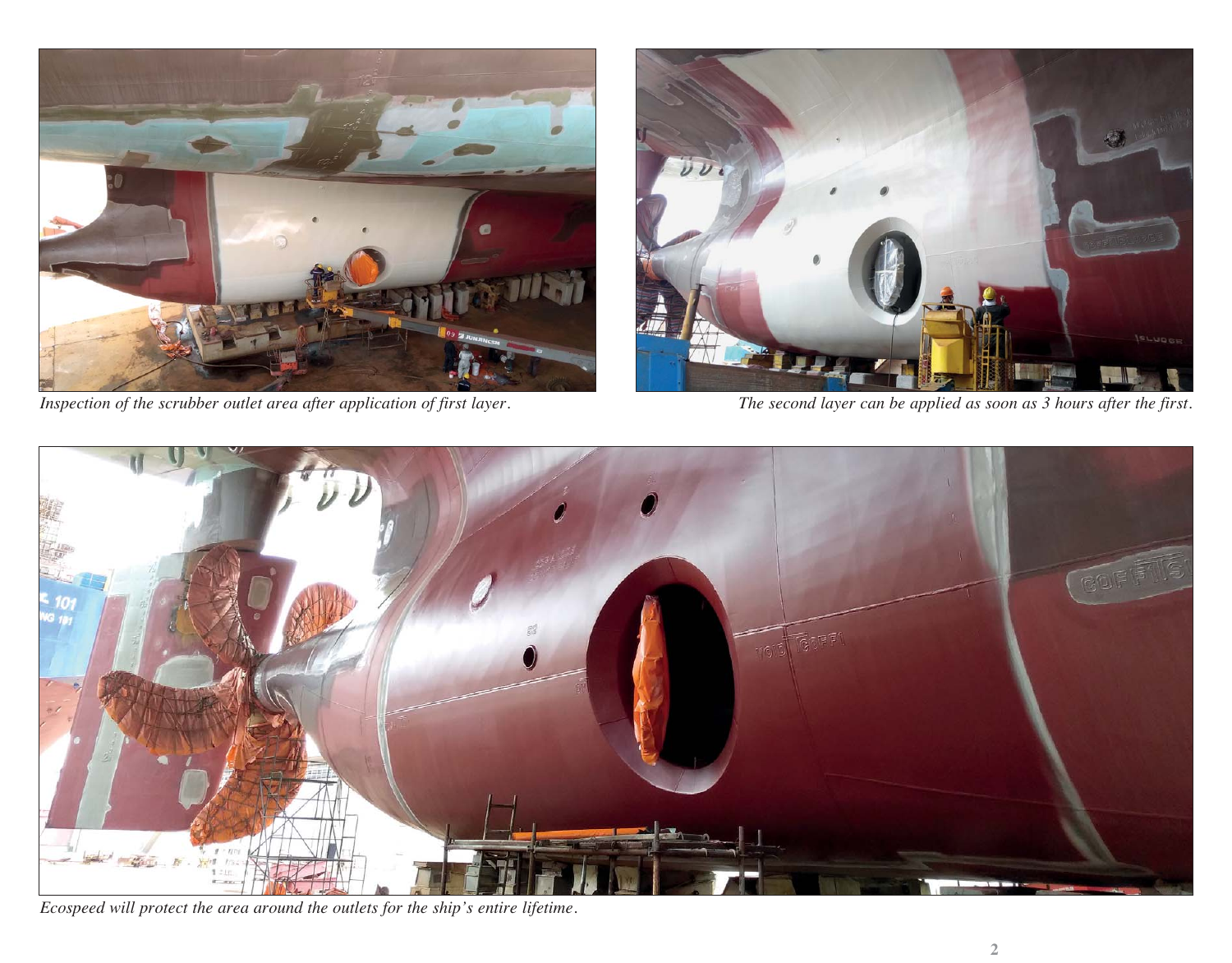*Inspection of the scrubber outlet area after application of first layer.*

*The second layer can be applied as soon as 3 hours after the first.*

*Ecospeed will protect the area around the outlets for the ship's entire lifetime.*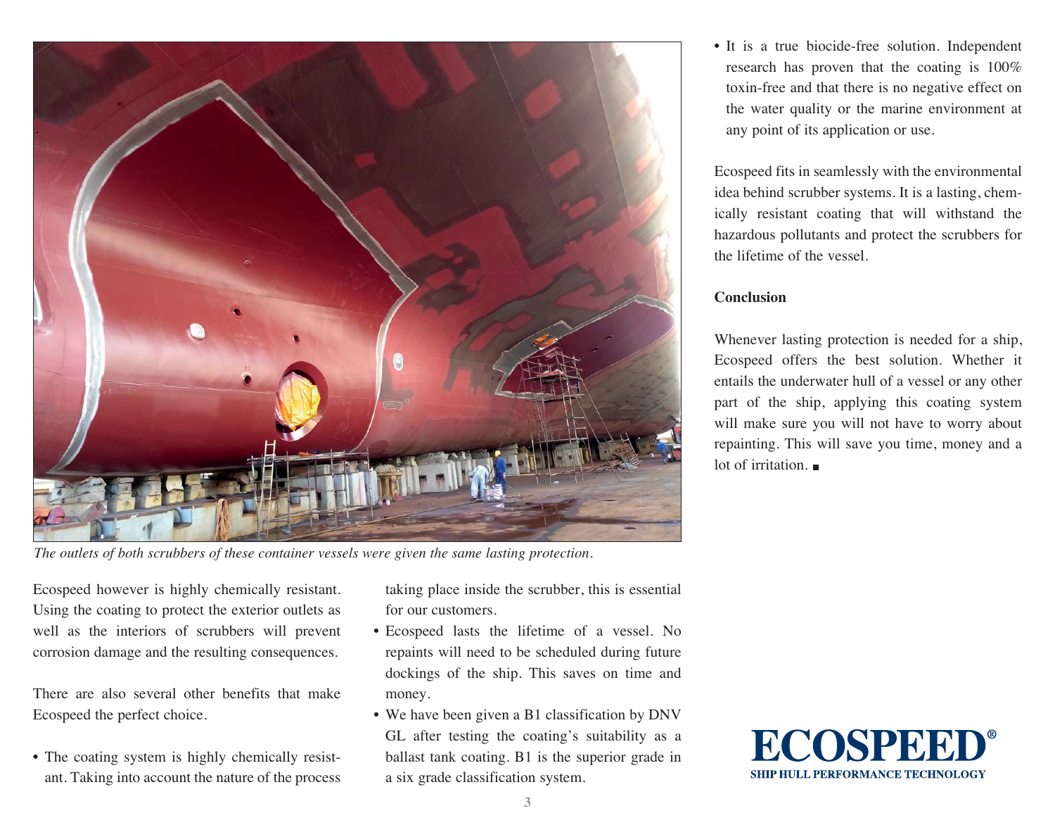*The outlets of both scrubbers of these container vessels were given the same lasting protection.*

Ecospeed however is highly chemically resistant. Using the coating to protect the exterior outlets as well as the interiors of scrubbers will prevent corrosion damage and the resulting consequences.

There are also several other benefits that make Ecospeed the perfect choice.

- The coating system is highly chemically resistant. Taking into account the nature of the process taking place inside the scrubber, this is essential for our customers.
- Ecospeed lasts the lifetime of a vessel. No repaints will need to be scheduled during future dockings of the ship. This saves on time and money.
- We have been given a B1 classification by DNV GL after testing the coating's suitability as a ballast tank coating. B1 is the superior grade in a six grade classification system.
- It is a true biocide-free solution. Independent research has proven that the coating is 100% toxin-free and that there is no negative effect on the water quality or the marine environment at any point of its application or use.

Ecospeed fits in seamlessly with the environmental idea behind scrubber systems. It is a lasting, chemically resistant coating that will withstand the hazardous pollutants and protect the scrubbers for the lifetime of the vessel.

**Conclusion**

Whenever lasting protection is needed for a ship, Ecospeed offers the best solution. Whether it entails the underwater hull of a vessel or any other part of the ship, applying this coating system will make sure you will not have to worry about repainting. This will save you time, money and a lot of irritation. ■

**ECOSPEED®**
SHIP HULL PERFORMANCE TECHNOLOGY